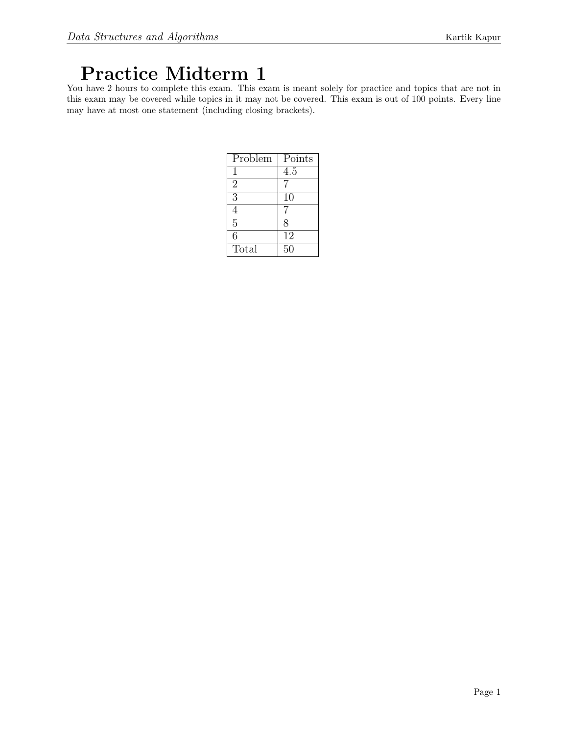# Practice Midterm 1

You have 2 hours to complete this exam. This exam is meant solely for practice and topics that are not in this exam may be covered while topics in it may not be covered. This exam is out of 100 points. Every line may have at most one statement (including closing brackets).

| Problem | Points |
| --- | --- |
| 1 | 4.5 |
| 2 | 7 |
| 3 | 10 |
| 4 | 7 |
| 5 | 8 |
| 6 | 12 |
| Total | 50 |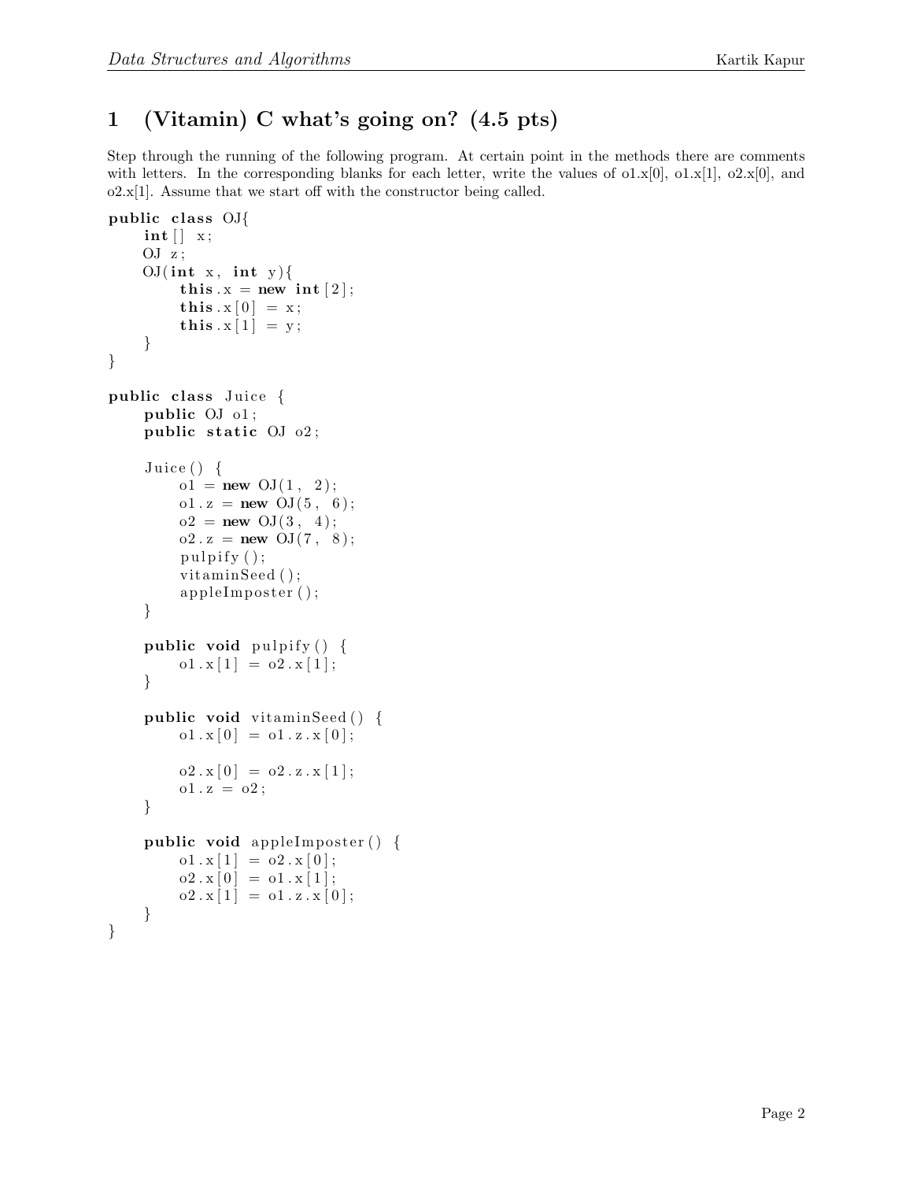# 1 (Vitamin) C what's going on? (4.5 pts)

Step through the running of the following program. At certain point in the methods there are comments with letters. In the corresponding blanks for each letter, write the values of o1.x[0], o1.x[1], o2.x[0], and o2.x[1]. Assume that we start off with the constructor being called.

```
public class OJ{
    int[] x;
    OJ z;
    OJ(int x, int y){
        this.x = new int[2];
        this.x[0] = x;
        this.x[1] = y;
    }
}

public class Juice {
    public OJ o1;
    public static OJ o2;

    Juice() {
        o1 = new OJ(1, 2);
        o1.z = new OJ(5, 6);
        o2 = new OJ(3, 4);
        o2.z = new OJ(7, 8);
        pulpify();
        vitaminSeed();
        appleImposter();
    }

    public void pulpify() {
        o1.x[1] = o2.x[1];
    }

    public void vitaminSeed() {
        o1.x[0] = o1.z.x[0];

        o2.x[0] = o2.z.x[1];
        o1.z = o2;
    }

    public void appleImposter() {
        o1.x[1] = o2.x[0];
        o2.x[0] = o1.x[1];
        o2.x[1] = o1.z.x[0];
    }
}
```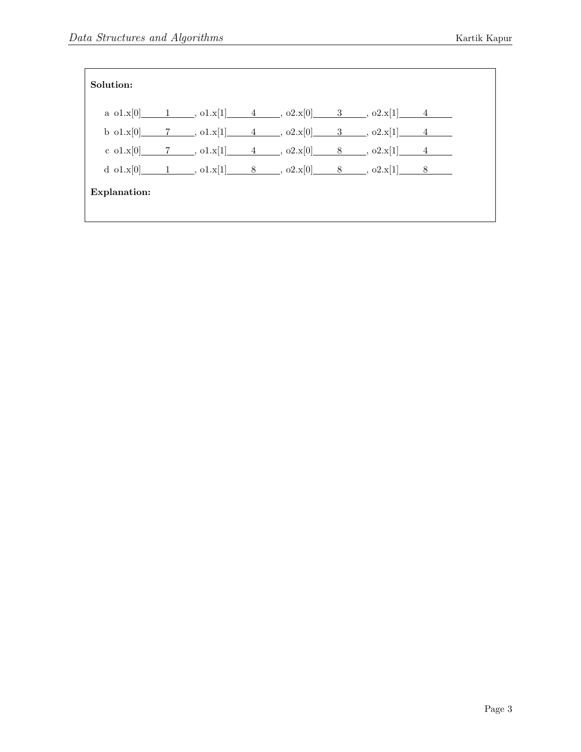**Solution:**

a o1.x[0] ___1___, o1.x[1] ___4___, o2.x[0] ___3___, o2.x[1] ___4___

b o1.x[0] ___7___, o1.x[1] ___4___, o2.x[0] ___3___, o2.x[1] ___4___

c o1.x[0] ___7___, o1.x[1] ___4___, o2.x[0] ___8___, o2.x[1] ___4___

d o1.x[0] ___1___, o1.x[1] ___8___, o2.x[0] ___8___, o2.x[1] ___8___

**Explanation:**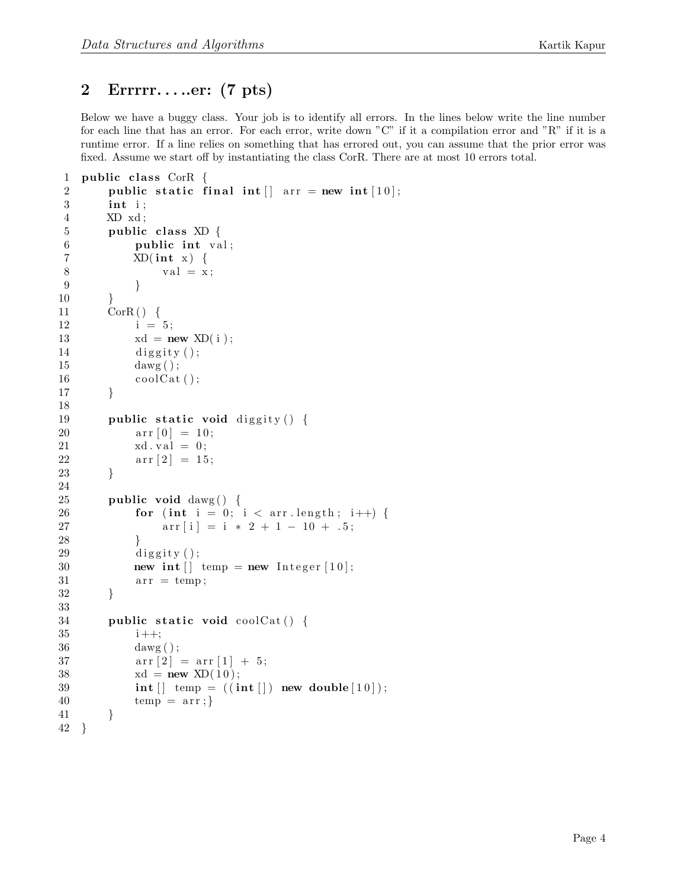## 2 Errrrr.....er: (7 pts)

Below we have a buggy class. Your job is to identify all errors. In the lines below write the line number for each line that has an error. For each error, write down "C" if it a compilation error and "R" if it is a runtime error. If a line relies on something that has errored out, you can assume that the prior error was fixed. Assume we start off by instantiating the class CorR. There are at most 10 errors total.

```
1  public class CorR {
2      public static final int[] arr = new int[10];
3      int i;
4      XD xd;
5      public class XD {
6          public int val;
7          XD(int x) {
8              val = x;
9          }
10     }
11     CorR() {
12         i = 5;
13         xd = new XD(i);
14         diggity();
15         dawg();
16         coolCat();
17     }
18
19     public static void diggity() {
20         arr[0] = 10;
21         xd.val = 0;
22         arr[2] = 15;
23     }
24
25     public void dawg() {
26         for (int i = 0; i < arr.length; i++) {
27             arr[i] = i * 2 + 1 - 10 + .5;
28         }
29         diggity();
30         new int[] temp = new Integer[10];
31         arr = temp;
32     }
33
34     public static void coolCat() {
35         i++;
36         dawg();
37         arr[2] = arr[1] + 5;
38         xd = new XD(10);
39         int[] temp = ((int[]) new double[10]);
40         temp = arr;}
41     }
42 }
```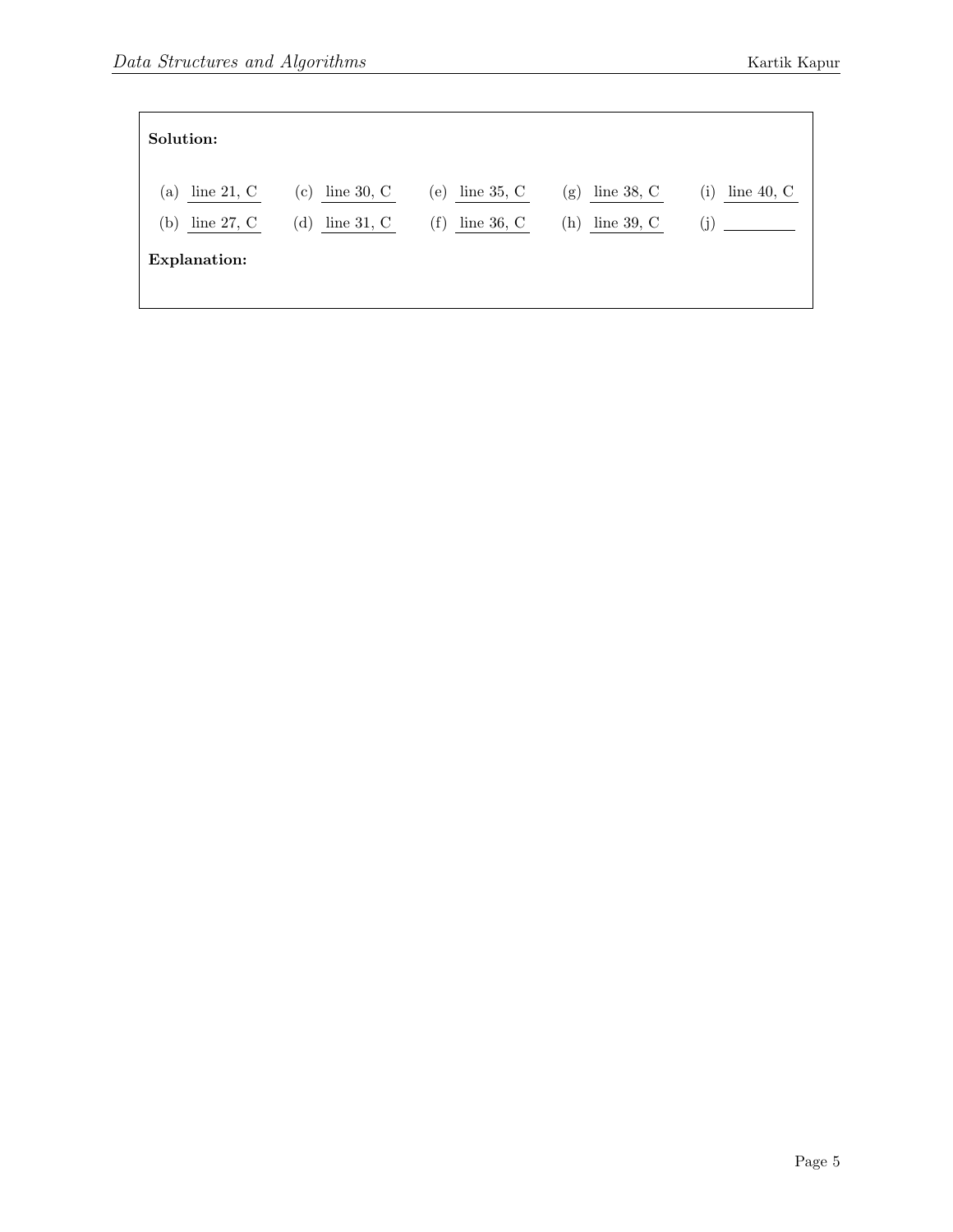**Solution:**

(a) line 21, C (c) line 30, C (e) line 35, C (g) line 38, C (i) line 40, C

(b) line 27, C (d) line 31, C (f) line 36, C (h) line 39, C (j) \_\_\_\_\_\_\_\_

**Explanation:**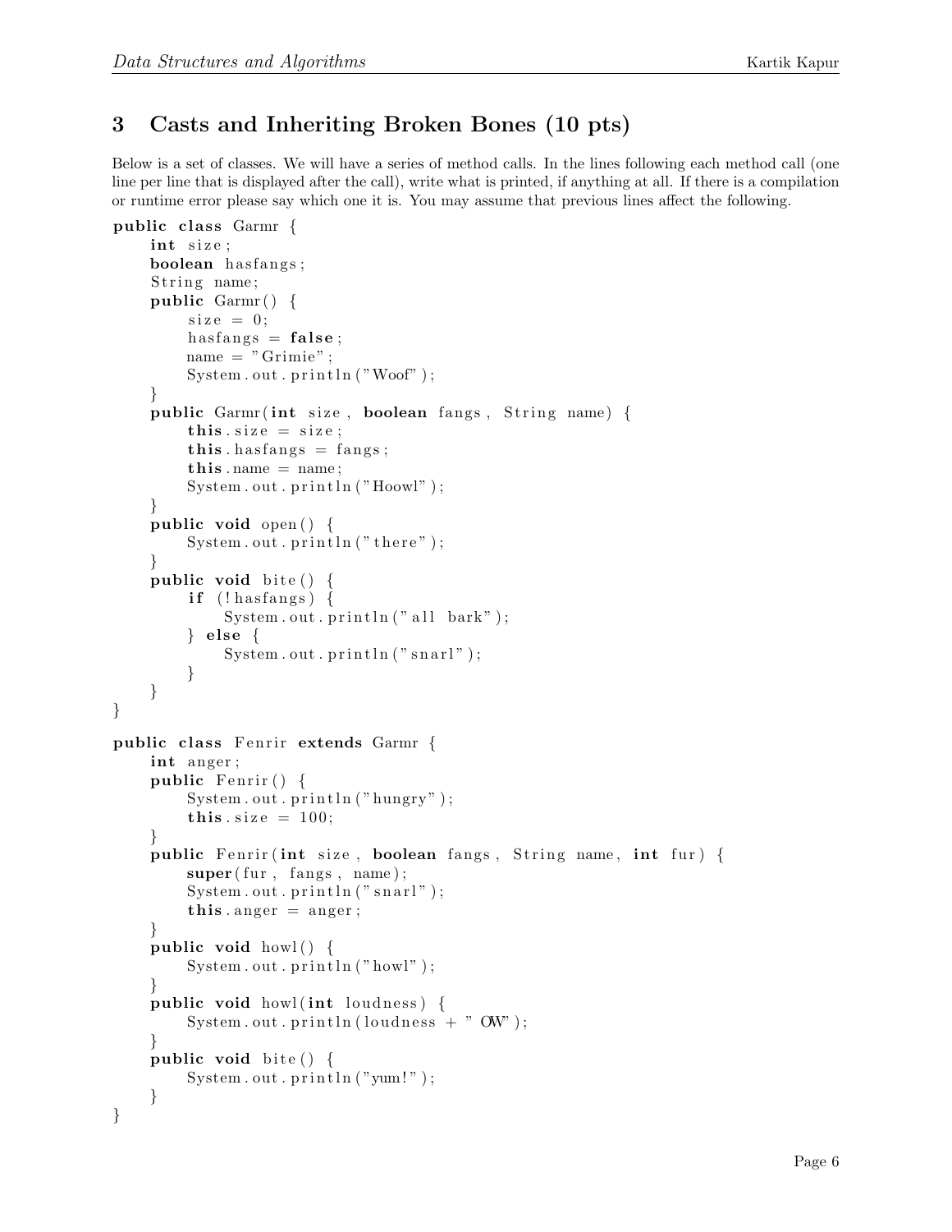## 3 Casts and Inheriting Broken Bones (10 pts)

Below is a set of classes. We will have a series of method calls. In the lines following each method call (one line per line that is displayed after the call), write what is printed, if anything at all. If there is a compilation or runtime error please say which one it is. You may assume that previous lines affect the following.

```java
public class Garmr {
    int size;
    boolean hasfangs;
    String name;
    public Garmr() {
        size = 0;
        hasfangs = false;
        name = "Grimie";
        System.out.println("Woof");
    }
    public Garmr(int size, boolean fangs, String name) {
        this.size = size;
        this.hasfangs = fangs;
        this.name = name;
        System.out.println("Hoowl");
    }
    public void open() {
        System.out.println("there");
    }
    public void bite() {
        if (!hasfangs) {
            System.out.println("all bark");
        } else {
            System.out.println("snarl");
        }
    }
}

public class Fenrir extends Garmr {
    int anger;
    public Fenrir() {
        System.out.println("hungry");
        this.size = 100;
    }
    public Fenrir(int size, boolean fangs, String name, int fur) {
        super(fur, fangs, name);
        System.out.println("snarl");
        this.anger = anger;
    }
    public void howl() {
        System.out.println("howl");
    }
    public void howl(int loudness) {
        System.out.println(loudness + " OW");
    }
    public void bite() {
        System.out.println("yum!");
    }
}
```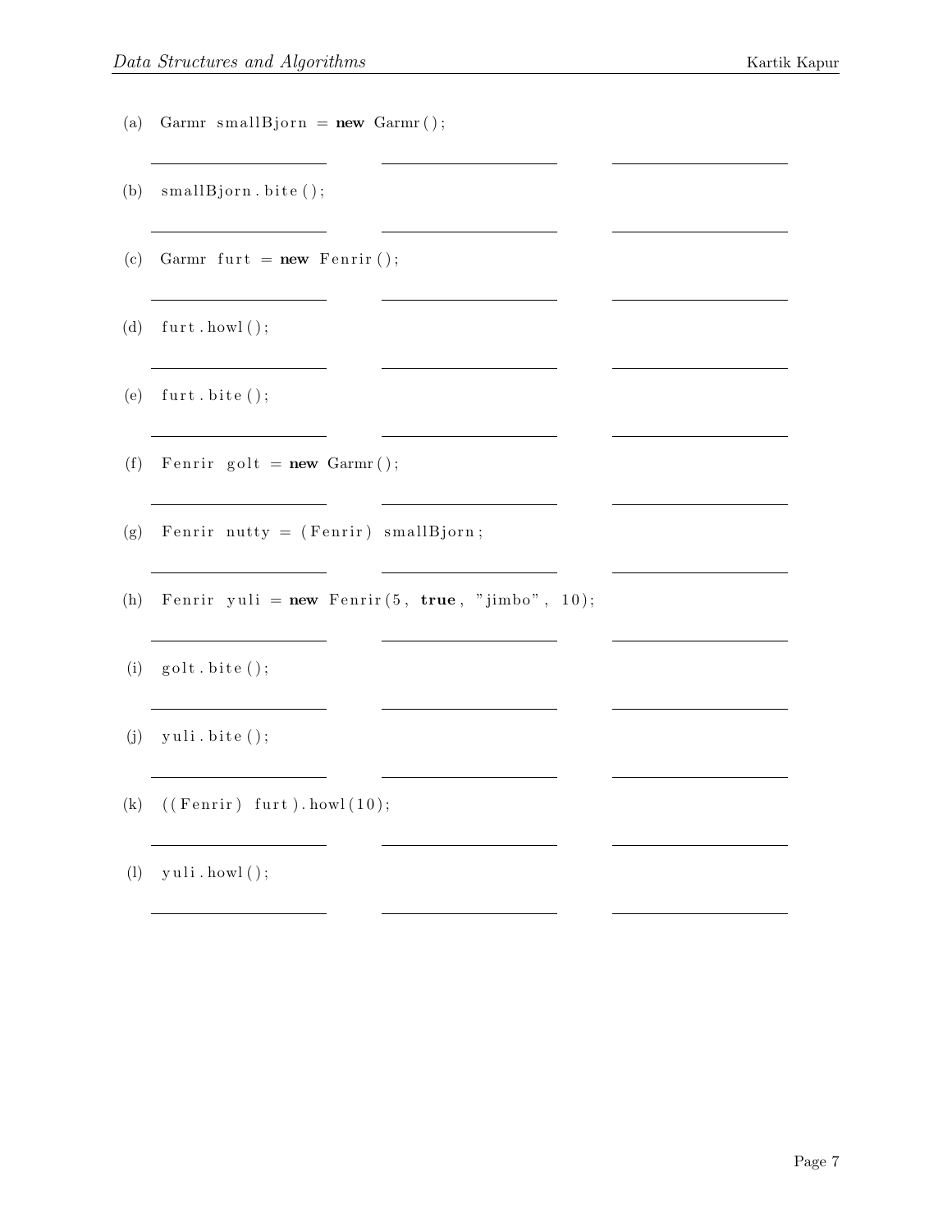(a) `Garmr smallBjorn = new Garmr();`

\_\_\_\_\_\_\_\_\_\_\_\_ \_\_\_\_\_\_\_\_\_\_\_\_ \_\_\_\_\_\_\_\_\_\_\_\_

(b) `smallBjorn.bite();`

\_\_\_\_\_\_\_\_\_\_\_\_ \_\_\_\_\_\_\_\_\_\_\_\_ \_\_\_\_\_\_\_\_\_\_\_\_

(c) `Garmr furt = new Fenrir();`

\_\_\_\_\_\_\_\_\_\_\_\_ \_\_\_\_\_\_\_\_\_\_\_\_ \_\_\_\_\_\_\_\_\_\_\_\_

(d) `furt.howl();`

\_\_\_\_\_\_\_\_\_\_\_\_ \_\_\_\_\_\_\_\_\_\_\_\_ \_\_\_\_\_\_\_\_\_\_\_\_

(e) `furt.bite();`

\_\_\_\_\_\_\_\_\_\_\_\_ \_\_\_\_\_\_\_\_\_\_\_\_ \_\_\_\_\_\_\_\_\_\_\_\_

(f) `Fenrir golt = new Garmr();`

\_\_\_\_\_\_\_\_\_\_\_\_ \_\_\_\_\_\_\_\_\_\_\_\_ \_\_\_\_\_\_\_\_\_\_\_\_

(g) `Fenrir nutty = (Fenrir) smallBjorn;`

\_\_\_\_\_\_\_\_\_\_\_\_ \_\_\_\_\_\_\_\_\_\_\_\_ \_\_\_\_\_\_\_\_\_\_\_\_

(h) `Fenrir yuli = new Fenrir(5, true, "jimbo", 10);`

\_\_\_\_\_\_\_\_\_\_\_\_ \_\_\_\_\_\_\_\_\_\_\_\_ \_\_\_\_\_\_\_\_\_\_\_\_

(i) `golt.bite();`

\_\_\_\_\_\_\_\_\_\_\_\_ \_\_\_\_\_\_\_\_\_\_\_\_ \_\_\_\_\_\_\_\_\_\_\_\_

(j) `yuli.bite();`

\_\_\_\_\_\_\_\_\_\_\_\_ \_\_\_\_\_\_\_\_\_\_\_\_ \_\_\_\_\_\_\_\_\_\_\_\_

(k) `((Fenrir) furt).howl(10);`

\_\_\_\_\_\_\_\_\_\_\_\_ \_\_\_\_\_\_\_\_\_\_\_\_ \_\_\_\_\_\_\_\_\_\_\_\_

(l) `yuli.howl();`

\_\_\_\_\_\_\_\_\_\_\_\_ \_\_\_\_\_\_\_\_\_\_\_\_ \_\_\_\_\_\_\_\_\_\_\_\_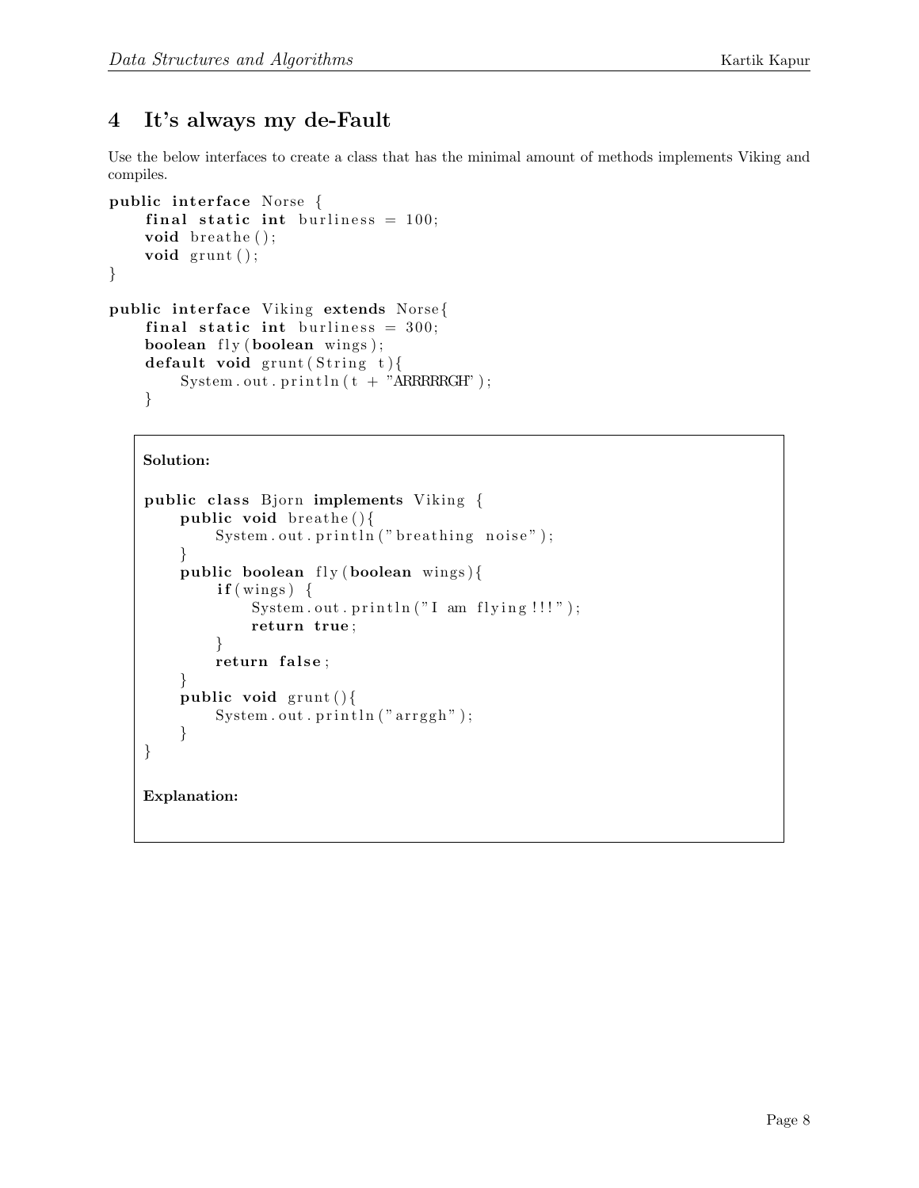## 4 It's always my de-Fault

Use the below interfaces to create a class that has the minimal amount of methods implements Viking and compiles.

```
public interface Norse {
    final static int burliness = 100;
    void breathe();
    void grunt();
}

public interface Viking extends Norse{
    final static int burliness = 300;
    boolean fly(boolean wings);
    default void grunt(String t){
        System.out.println(t + "ARRRRRGH");
    }
```

**Solution:**

```
public class Bjorn implements Viking {
    public void breathe(){
        System.out.println("breathing noise");
    }
    public boolean fly(boolean wings){
        if(wings) {
            System.out.println("I am flying!!!");
            return true;
        }
        return false;
    }
    public void grunt(){
        System.out.println("arrggh");
    }
}
```

**Explanation:**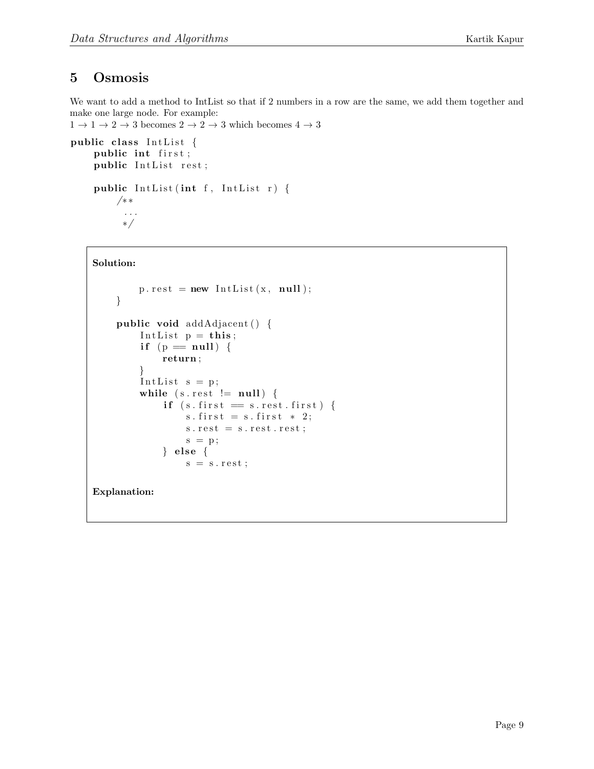## 5 Osmosis

We want to add a method to IntList so that if 2 numbers in a row are the same, we add them together and make one large node. For example:
$1 \rightarrow 1 \rightarrow 2 \rightarrow 3$ becomes $2 \rightarrow 2 \rightarrow 3$ which becomes $4 \rightarrow 3$

```
public class IntList {
    public int first;
    public IntList rest;

    public IntList(int f, IntList r) {
        /**
         ...
         */
```

**Solution:**

```
        p.rest = new IntList(x, null);
    }

    public void addAdjacent() {
        IntList p = this;
        if (p == null) {
            return;
        }
        IntList s = p;
        while (s.rest != null) {
            if (s.first == s.rest.first) {
                s.first = s.first * 2;
                s.rest = s.rest.rest;
                s = p;
            } else {
                s = s.rest;
```

**Explanation:**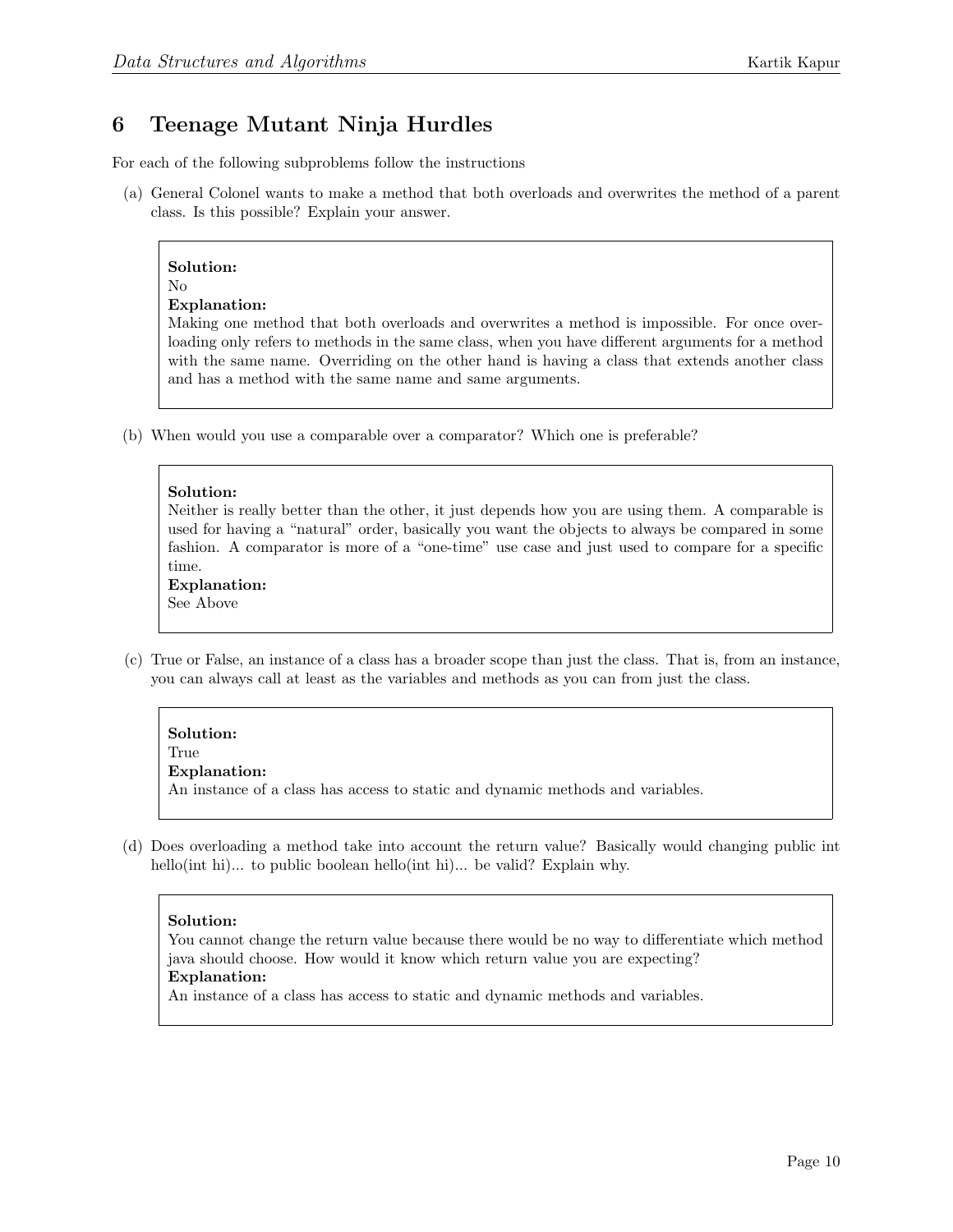## 6 Teenage Mutant Ninja Hurdles

For each of the following subproblems follow the instructions

(a) General Colonel wants to make a method that both overloads and overwrites the method of a parent class. Is this possible? Explain your answer.

> **Solution:**
> No
> **Explanation:**
> Making one method that both overloads and overwrites a method is impossible. For once overloading only refers to methods in the same class, when you have different arguments for a method with the same name. Overriding on the other hand is having a class that extends another class and has a method with the same name and same arguments.

(b) When would you use a comparable over a comparator? Which one is preferable?

> **Solution:**
> Neither is really better than the other, it just depends how you are using them. A comparable is used for having a "natural" order, basically you want the objects to always be compared in some fashion. A comparator is more of a "one-time" use case and just used to compare for a specific time.
> **Explanation:**
> See Above

(c) True or False, an instance of a class has a broader scope than just the class. That is, from an instance, you can always call at least as the variables and methods as you can from just the class.

> **Solution:**
> True
> **Explanation:**
> An instance of a class has access to static and dynamic methods and variables.

(d) Does overloading a method take into account the return value? Basically would changing public int hello(int hi)... to public boolean hello(int hi)... be valid? Explain why.

> **Solution:**
> You cannot change the return value because there would be no way to differentiate which method java should choose. How would it know which return value you are expecting?
> **Explanation:**
> An instance of a class has access to static and dynamic methods and variables.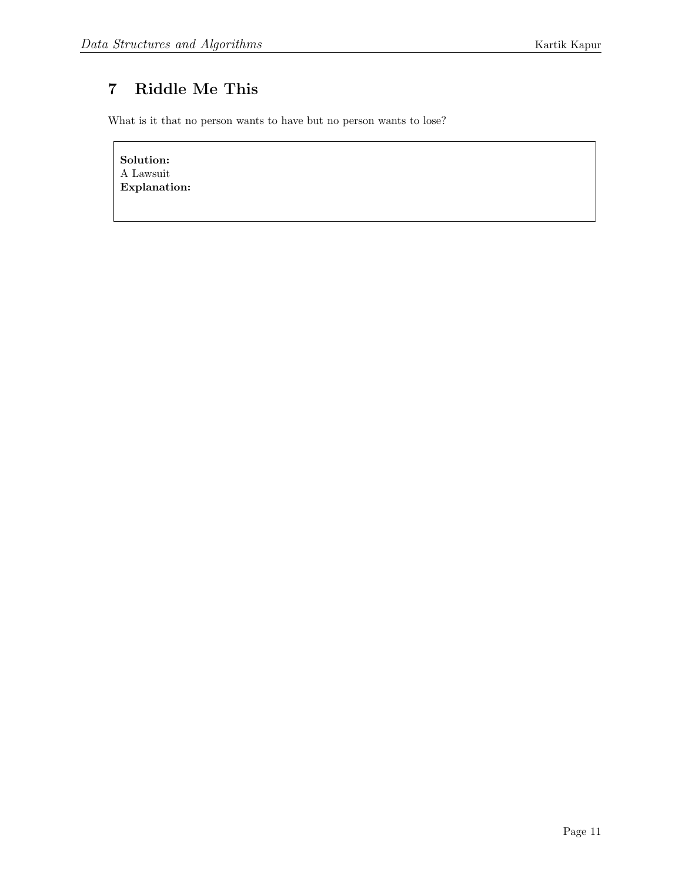## 7 Riddle Me This

What is it that no person wants to have but no person wants to lose?

**Solution:**
A Lawsuit
**Explanation:**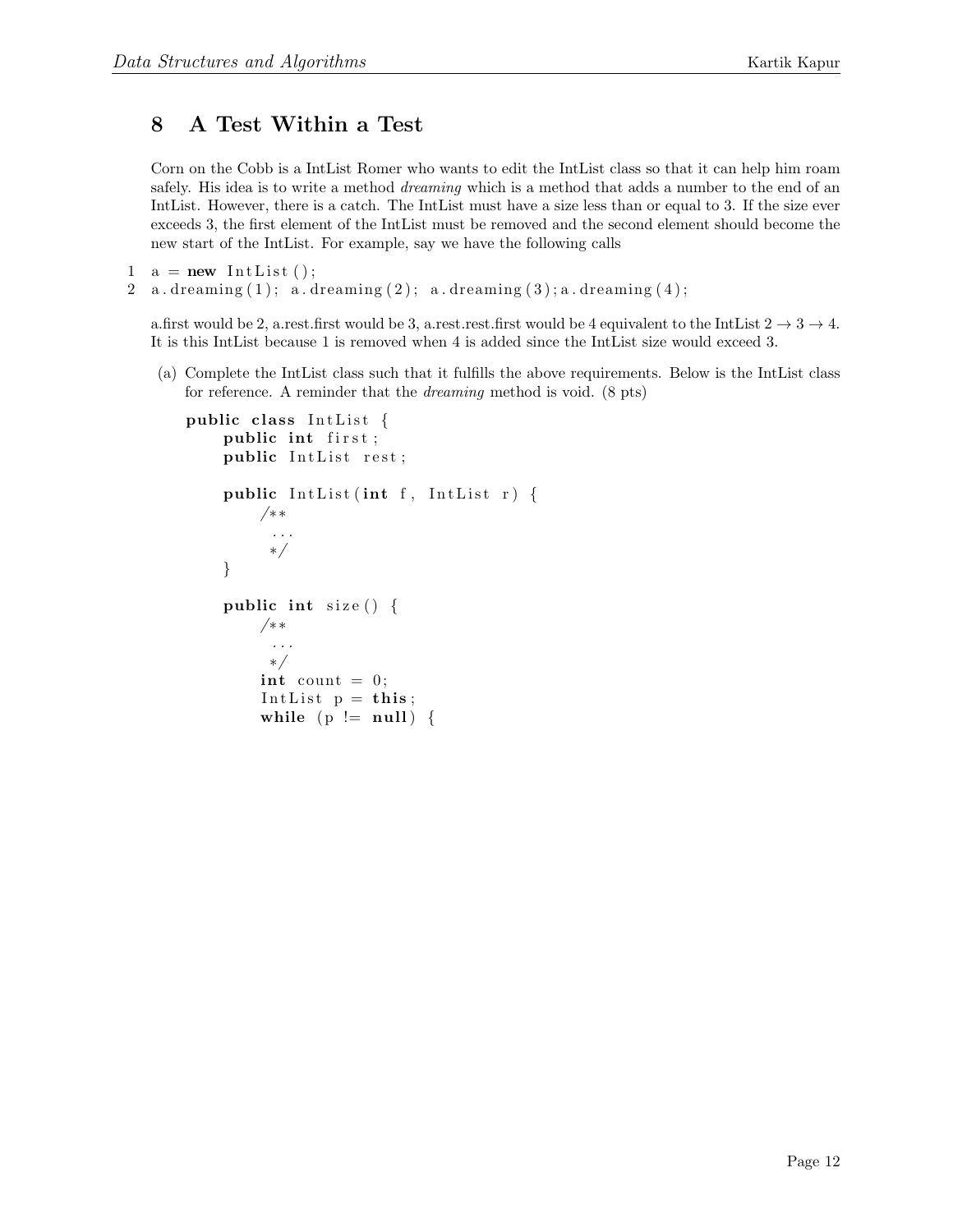## 8 A Test Within a Test

Corn on the Cobb is a IntList Romer who wants to edit the IntList class so that it can help him roam safely. His idea is to write a method *dreaming* which is a method that adds a number to the end of an IntList. However, there is a catch. The IntList must have a size less than or equal to 3. If the size ever exceeds 3, the first element of the IntList must be removed and the second element should become the new start of the IntList. For example, say we have the following calls

```
1  a = new IntList();
2  a.dreaming(1); a.dreaming(2); a.dreaming(3);a.dreaming(4);
```

a.first would be 2, a.rest.first would be 3, a.rest.rest.first would be 4 equivalent to the IntList $2 \rightarrow 3 \rightarrow 4$. It is this IntList because 1 is removed when 4 is added since the IntList size would exceed 3.

(a) Complete the IntList class such that it fulfills the above requirements. Below is the IntList class for reference. A reminder that the *dreaming* method is void. (8 pts)

```
public class IntList {
    public int first;
    public IntList rest;

    public IntList(int f, IntList r) {
        /**
         ...
         */
    }

    public int size() {
        /**
         ...
         */
        int count = 0;
        IntList p = this;
        while (p != null) {
```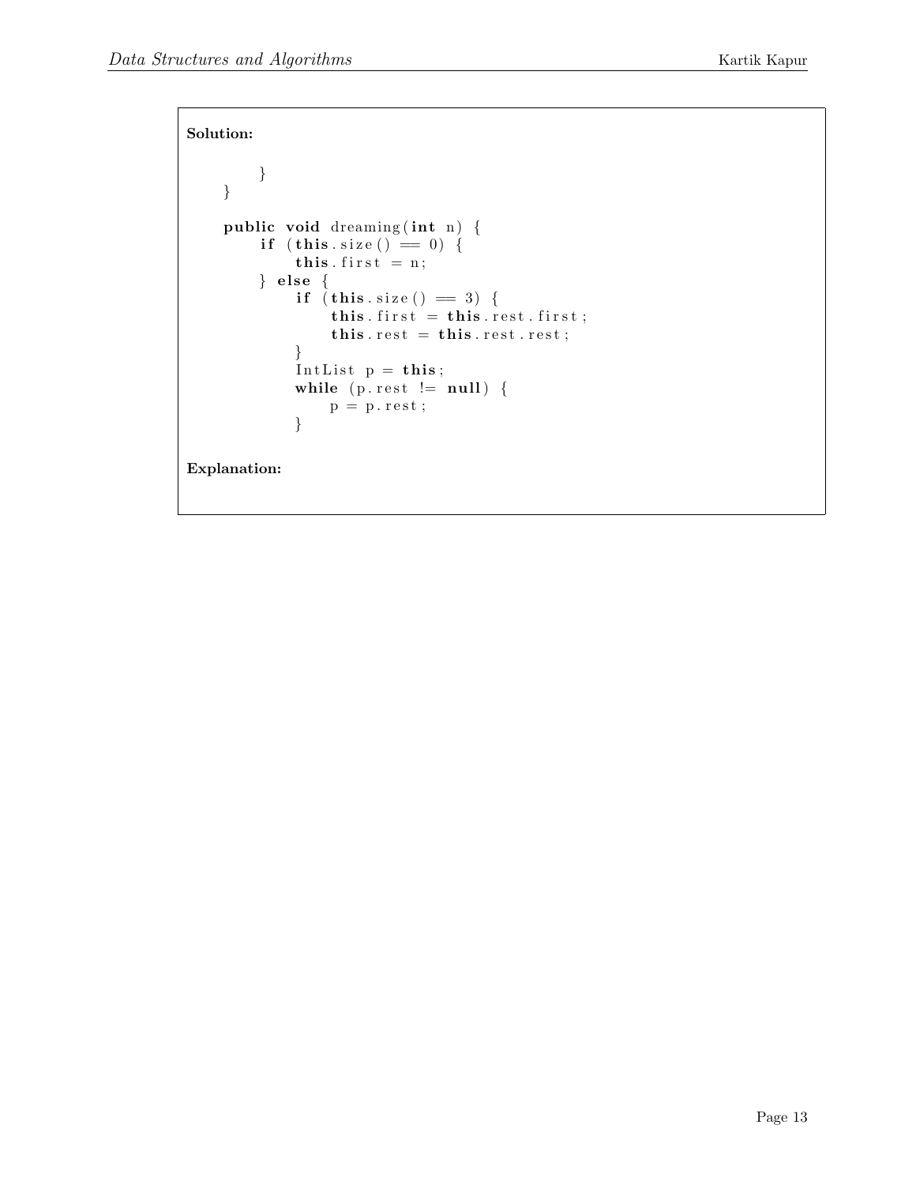**Solution:**

```
        }
    }

    public void dreaming(int n) {
        if (this.size() == 0) {
            this.first = n;
        } else {
            if (this.size() == 3) {
                this.first = this.rest.first;
                this.rest = this.rest.rest;
            }
            IntList p = this;
            while (p.rest != null) {
                p = p.rest;
            }
```

**Explanation:**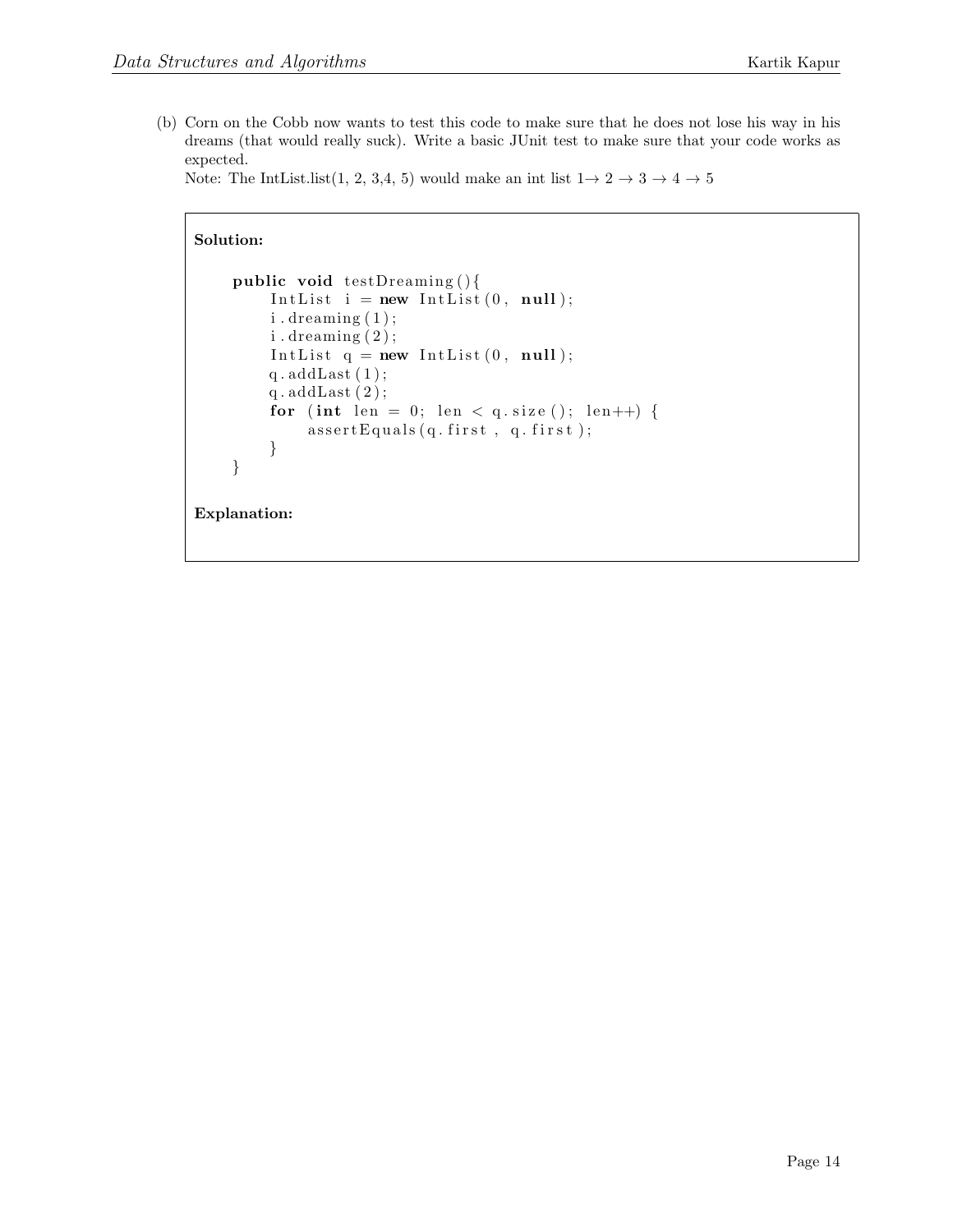(b) Corn on the Cobb now wants to test this code to make sure that he does not lose his way in his dreams (that would really suck). Write a basic JUnit test to make sure that your code works as expected.
Note: The IntList.list(1, 2, 3,4, 5) would make an int list $1 \rightarrow 2 \rightarrow 3 \rightarrow 4 \rightarrow 5$

**Solution:**

```
public void testDreaming(){
    IntList i = new IntList(0, null);
    i.dreaming(1);
    i.dreaming(2);
    IntList q = new IntList(0, null);
    q.addLast(1);
    q.addLast(2);
    for (int len = 0; len < q.size(); len++) {
        assertEquals(q.first , q.first);
    }
}
```

**Explanation:**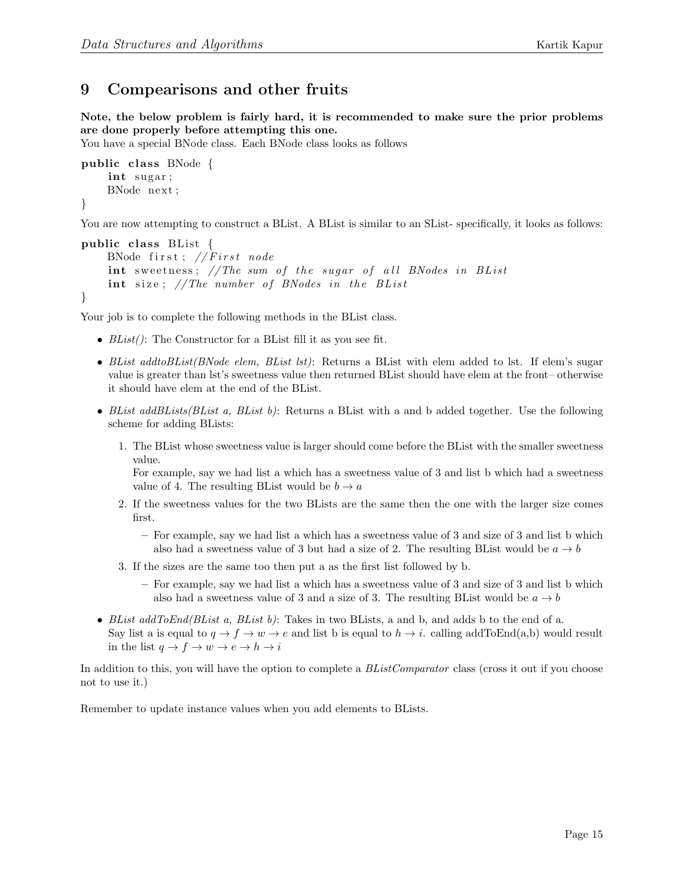## 9 Compearisons and other fruits

**Note, the below problem is fairly hard, it is recommended to make sure the prior problems are done properly before attempting this one.**

You have a special BNode class. Each BNode class looks as follows

```
public class BNode {
    int sugar;
    BNode next;
}
```

You are now attempting to construct a BList. A BList is similar to an SList- specifically, it looks as follows:

```
public class BList {
    BNode first; //First node
    int sweetness; //The sum of the sugar of all BNodes in BList
    int size; //The number of BNodes in the BList
}
```

Your job is to complete the following methods in the BList class.

- *BList()*: The Constructor for a BList fill it as you see fit.
- *BList addtoBList(BNode elem, BList lst)*: Returns a BList with elem added to lst. If elem's sugar value is greater than lst's sweetness value then returned BList should have elem at the front– otherwise it should have elem at the end of the BList.
- *BList addBLists(BList a, BList b)*: Returns a BList with a and b added together. Use the following scheme for adding BLists:
  1. The BList whose sweetness value is larger should come before the BList with the smaller sweetness value.
     For example, say we had list a which has a sweetness value of 3 and list b which had a sweetness value of 4. The resulting BList would be $b \to a$
  2. If the sweetness values for the two BLists are the same then the one with the larger size comes first.
     - For example, say we had list a which has a sweetness value of 3 and size of 3 and list b which also had a sweetness value of 3 but had a size of 2. The resulting BList would be $a \to b$
  3. If the sizes are the same too then put a as the first list followed by b.
     - For example, say we had list a which has a sweetness value of 3 and size of 3 and list b which also had a sweetness value of 3 and a size of 3. The resulting BList would be $a \to b$
- *BList addToEnd(BList a, BList b)*: Takes in two BLists, a and b, and adds b to the end of a.
  Say list a is equal to $q \to f \to w \to e$ and list b is equal to $h \to i$. calling addToEnd(a,b) would result in the list $q \to f \to w \to e \to h \to i$

In addition to this, you will have the option to complete a *BListComparator* class (cross it out if you choose not to use it.)

Remember to update instance values when you add elements to BLists.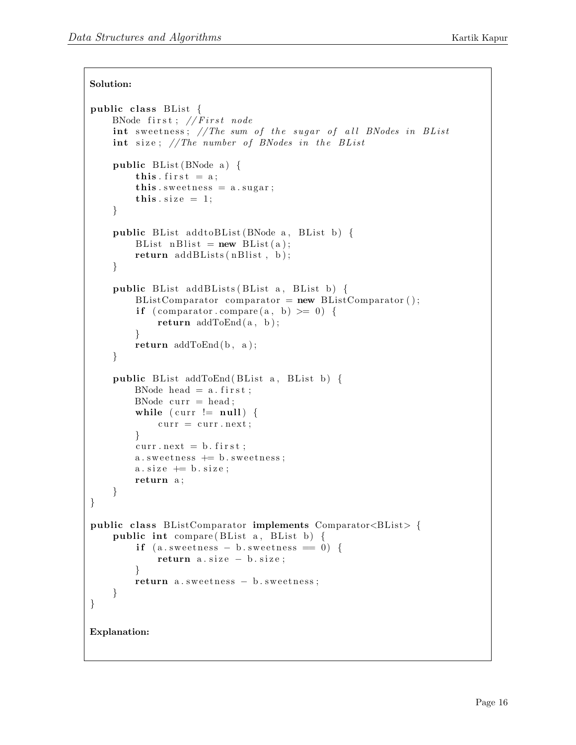**Solution:**

```java
public class BList {
    BNode first; //First node
    int sweetness; //The sum of the sugar of all BNodes in BList
    int size; //The number of BNodes in the BList

    public BList(BNode a) {
        this.first = a;
        this.sweetness = a.sugar;
        this.size = 1;
    }

    public BList addtoBList(BNode a, BList b) {
        BList nBlist = new BList(a);
        return addBLists(nBlist, b);
    }

    public BList addBLists(BList a, BList b) {
        BListComparator comparator = new BListComparator();
        if (comparator.compare(a, b) >= 0) {
            return addToEnd(a, b);
        }
        return addToEnd(b, a);
    }

    public BList addToEnd(BList a, BList b) {
        BNode head = a.first;
        BNode curr = head;
        while (curr != null) {
            curr = curr.next;
        }
        curr.next = b.first;
        a.sweetness += b.sweetness;
        a.size += b.size;
        return a;
    }
}

public class BListComparator implements Comparator<BList> {
    public int compare(BList a, BList b) {
        if (a.sweetness - b.sweetness == 0) {
            return a.size - b.size;
        }
        return a.sweetness - b.sweetness;
    }
}
```

**Explanation:**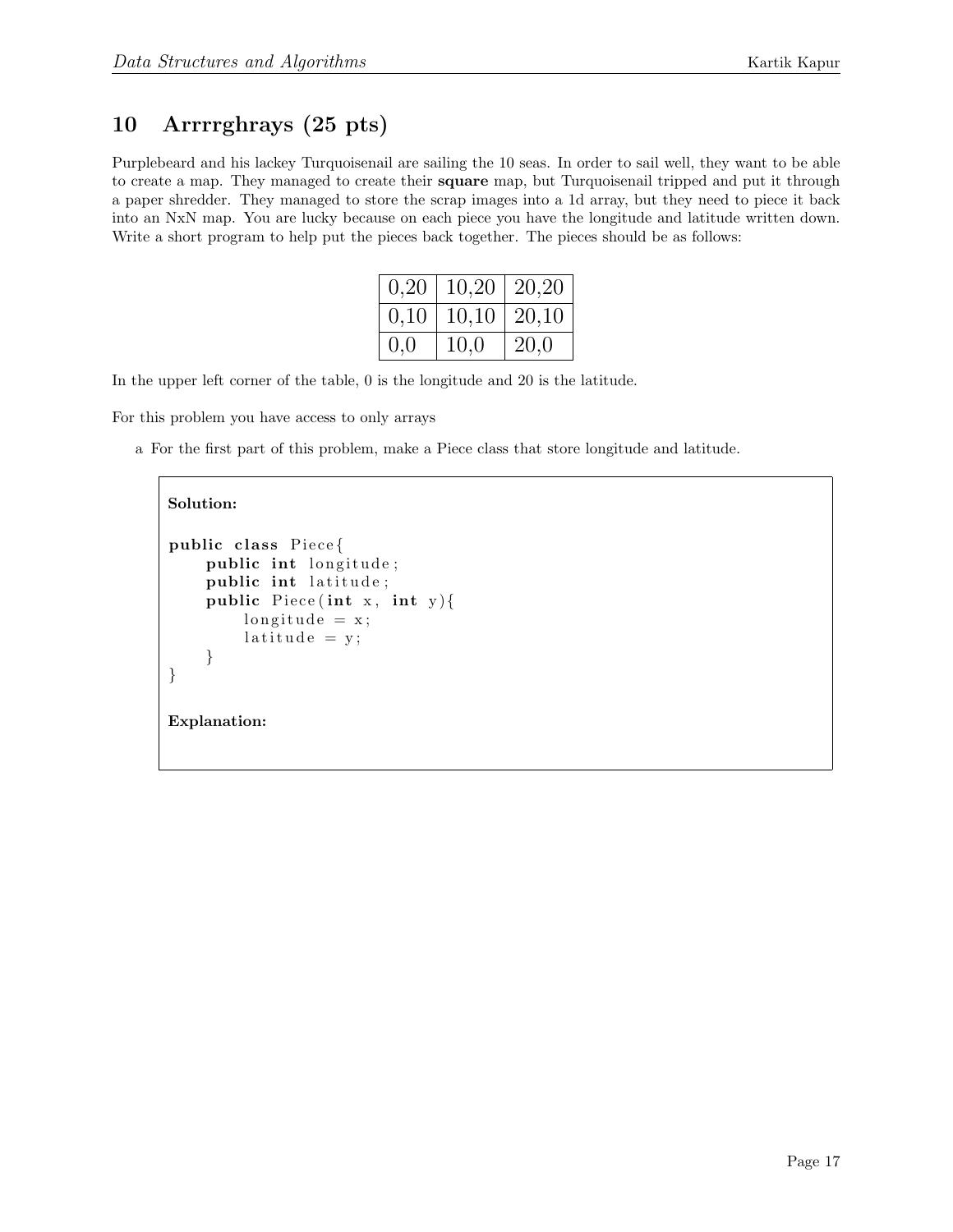## 10 Arrrrghrays (25 pts)

Purplebeard and his lackey Turquoisenail are sailing the 10 seas. In order to sail well, they want to be able to create a map. They managed to create their **square** map, but Turquoisenail tripped and put it through a paper shredder. They managed to store the scrap images into a 1d array, but they need to piece it back into an NxN map. You are lucky because on each piece you have the longitude and latitude written down. Write a short program to help put the pieces back together. The pieces should be as follows:

| 0,20 | 10,20 | 20,20 |
|---|---|---|
| 0,10 | 10,10 | 20,10 |
| 0,0 | 10,0 | 20,0 |

In the upper left corner of the table, 0 is the longitude and 20 is the latitude.

For this problem you have access to only arrays

a For the first part of this problem, make a Piece class that store longitude and latitude.

**Solution:**

```java
public class Piece{
    public int longitude;
    public int latitude;
    public Piece(int x, int y){
        longitude = x;
        latitude = y;
    }
}
```

**Explanation:**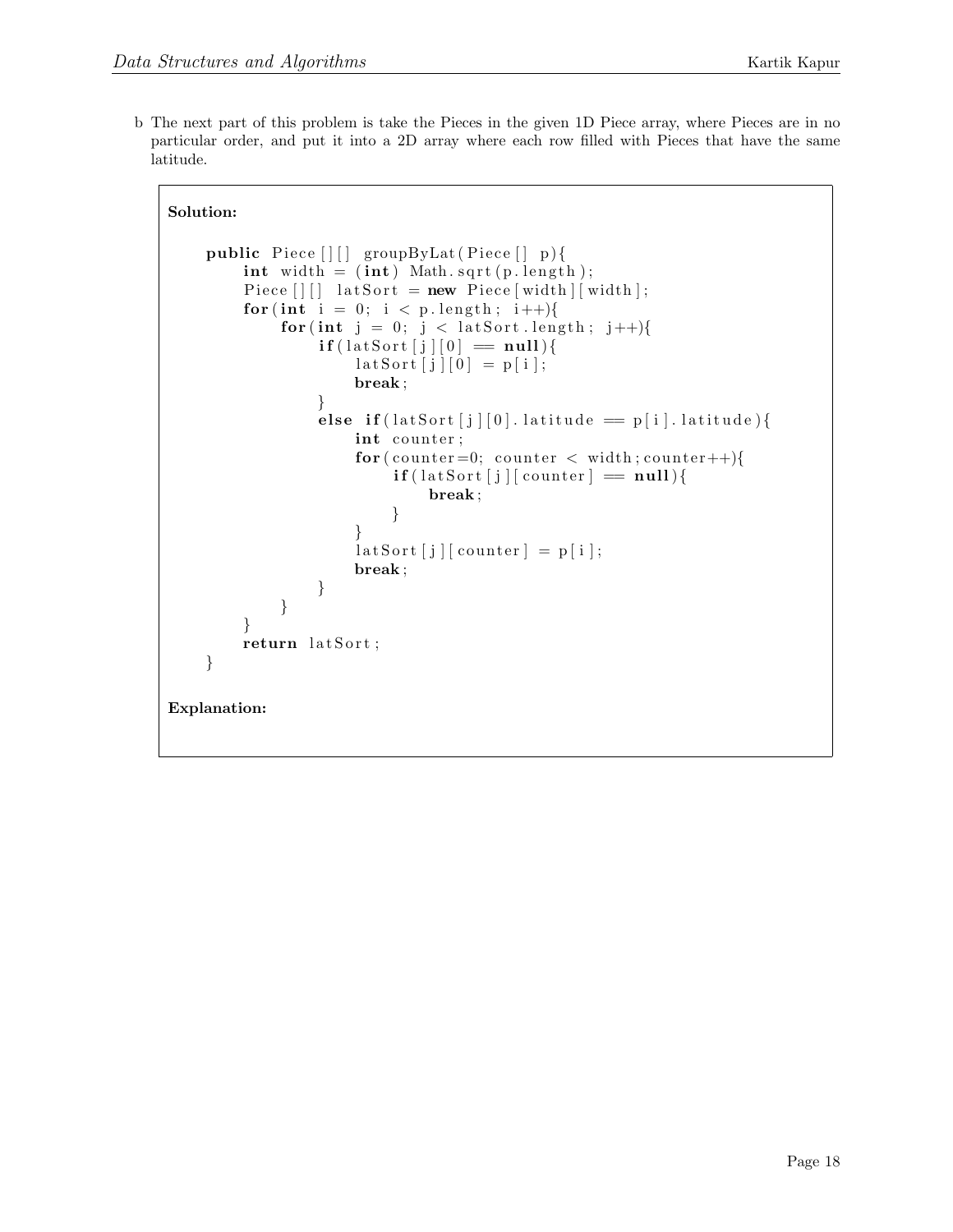b The next part of this problem is take the Pieces in the given 1D Piece array, where Pieces are in no particular order, and put it into a 2D array where each row filled with Pieces that have the same latitude.

**Solution:**

```java
public Piece[][] groupByLat(Piece[] p){
    int width = (int) Math.sqrt(p.length);
    Piece[][] latSort = new Piece[width][width];
    for(int i = 0; i < p.length; i++){
        for(int j = 0; j < latSort.length; j++){
            if(latSort[j][0] == null){
                latSort[j][0] = p[i];
                break;
            }
            else if(latSort[j][0].latitude == p[i].latitude){
                int counter;
                for(counter=0; counter < width;counter++){
                    if(latSort[j][counter] == null){
                        break;
                    }
                }
                latSort[j][counter] = p[i];
                break;
            }
        }
    }
    return latSort;
}
```

**Explanation:**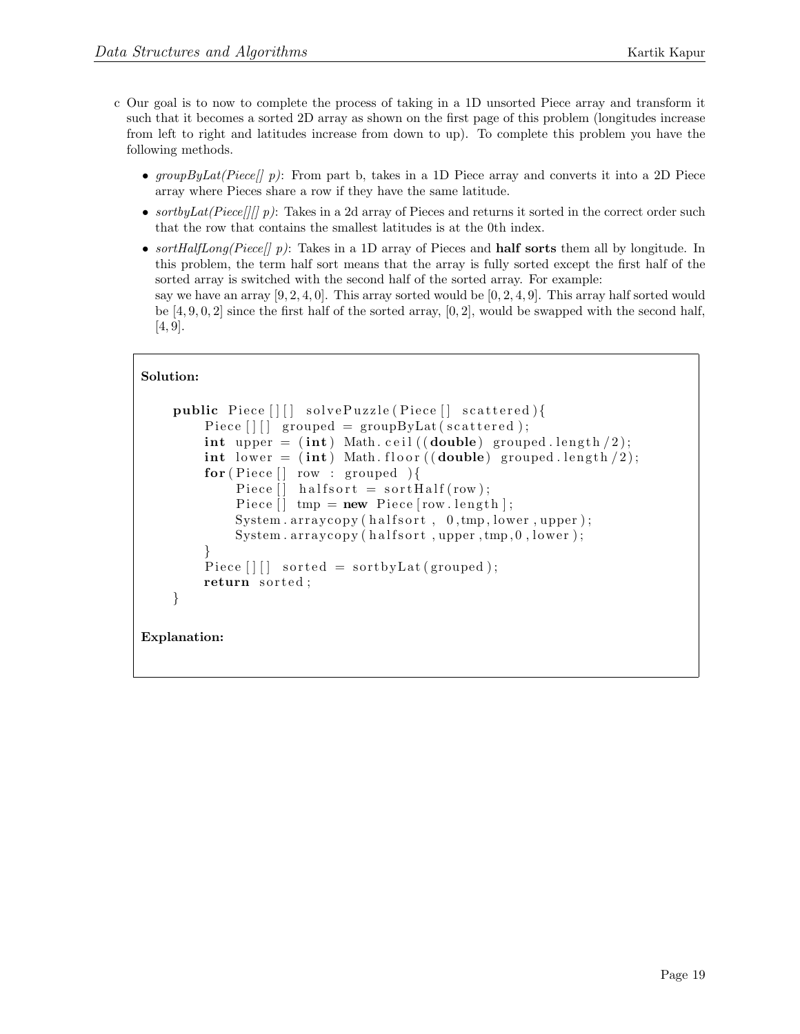c Our goal is to now to complete the process of taking in a 1D unsorted Piece array and transform it such that it becomes a sorted 2D array as shown on the first page of this problem (longitudes increase from left to right and latitudes increase from down to up). To complete this problem you have the following methods.

- *groupByLat(Piece[] p)*: From part b, takes in a 1D Piece array and converts it into a 2D Piece array where Pieces share a row if they have the same latitude.
- *sortbyLat(Piece[][] p)*: Takes in a 2d array of Pieces and returns it sorted in the correct order such that the row that contains the smallest latitudes is at the 0th index.
- *sortHalfLong(Piece[] p)*: Takes in a 1D array of Pieces and **half sorts** them all by longitude. In this problem, the term half sort means that the array is fully sorted except the first half of the sorted array is switched with the second half of the sorted array. For example:
  say we have an array $[9, 2, 4, 0]$. This array sorted would be $[0, 2, 4, 9]$. This array half sorted would be $[4, 9, 0, 2]$ since the first half of the sorted array, $[0, 2]$, would be swapped with the second half, $[4, 9]$.

**Solution:**

```java
public Piece[][] solvePuzzle(Piece[] scattered){
    Piece[][] grouped = groupByLat(scattered);
    int upper = (int) Math.ceil((double) grouped.length/2);
    int lower = (int) Math.floor((double) grouped.length/2);
    for(Piece[] row : grouped ){
        Piece[] halfsort = sortHalf(row);
        Piece[] tmp = new Piece[row.length];
        System.arraycopy(halfsort, 0,tmp,lower,upper);
        System.arraycopy(halfsort,upper,tmp,0,lower);
    }
    Piece[][] sorted = sortbyLat(grouped);
    return sorted;
}
```

**Explanation:**